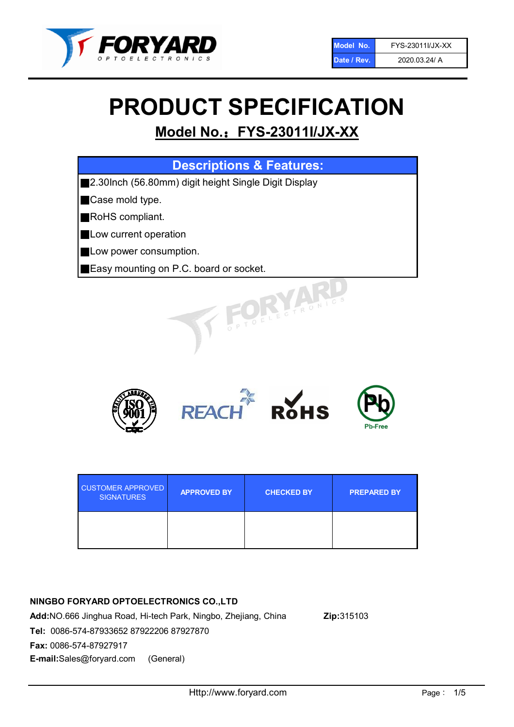| Model No. | FYS-23011I/JX-XX |
| --- | --- |
| Date / Rev. | 2020.03.24/ A |

# PRODUCT SPECIFICATION

## Model No.：FYS-23011I/JX-XX

| Descriptions & Features: |
| --- |
| ■2.30Inch (56.80mm) digit height Single Digit Display |
| ■Case mold type. |
| ■RoHS compliant. |
| ■Low current operation |
| ■Low power consumption. |
| ■Easy mounting on P.C. board or socket. |

| CUSTOMER APPROVED SIGNATURES | APPROVED BY | CHECKED BY | PREPARED BY |
| --- | --- | --- | --- |
| | | | |

**NINGBO FORYARD OPTOELECTRONICS CO.,LTD**

**Add:**NO.666 Jinghua Road, Hi-tech Park, Ningbo, Zhejiang, China **Zip:**315103

**Tel:** 0086-574-87933652 87922206 87927870

**Fax:** 0086-574-87927917

**E-mail:**Sales@foryard.com (General)

Http://www.foryard.com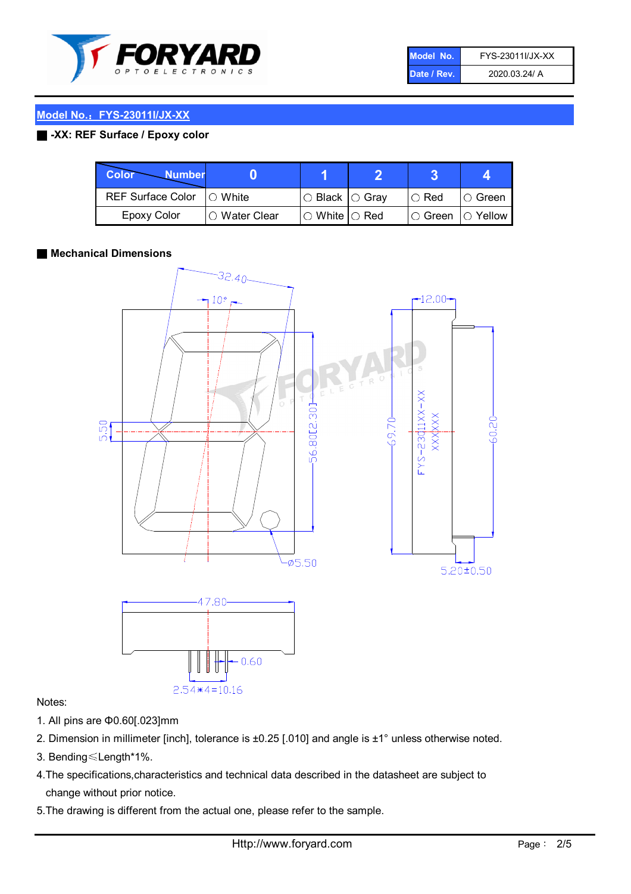| Model No. | FYS-23011I/JX-XX |
| --- | --- |
| Date / Rev. | 2020.03.24/ A |

## Model No.：FYS-23011I/JX-XX

### -XX: REF Surface / Epoxy color

| Color \ Number | 0 | 1 | 2 | 3 | 4 |
| --- | --- | --- | --- | --- | --- |
| REF Surface Color | ○ White | ○ Black | ○ Gray | ○ Red | ○ Green |
| Epoxy Color | ○ Water Clear | ○ White | ○ Red | ○ Green | ○ Yellow |

### Mechanical Dimensions

Notes:

1. All pins are Φ0.60[.023]mm
2. Dimension in millimeter [inch], tolerance is ±0.25 [.010] and angle is ±1° unless otherwise noted.
3. Bending≤Length*1%.
4. The specifications,characteristics and technical data described in the datasheet are subject to change without prior notice.
5. The drawing is different from the actual one, please refer to the sample.

Http://www.foryard.com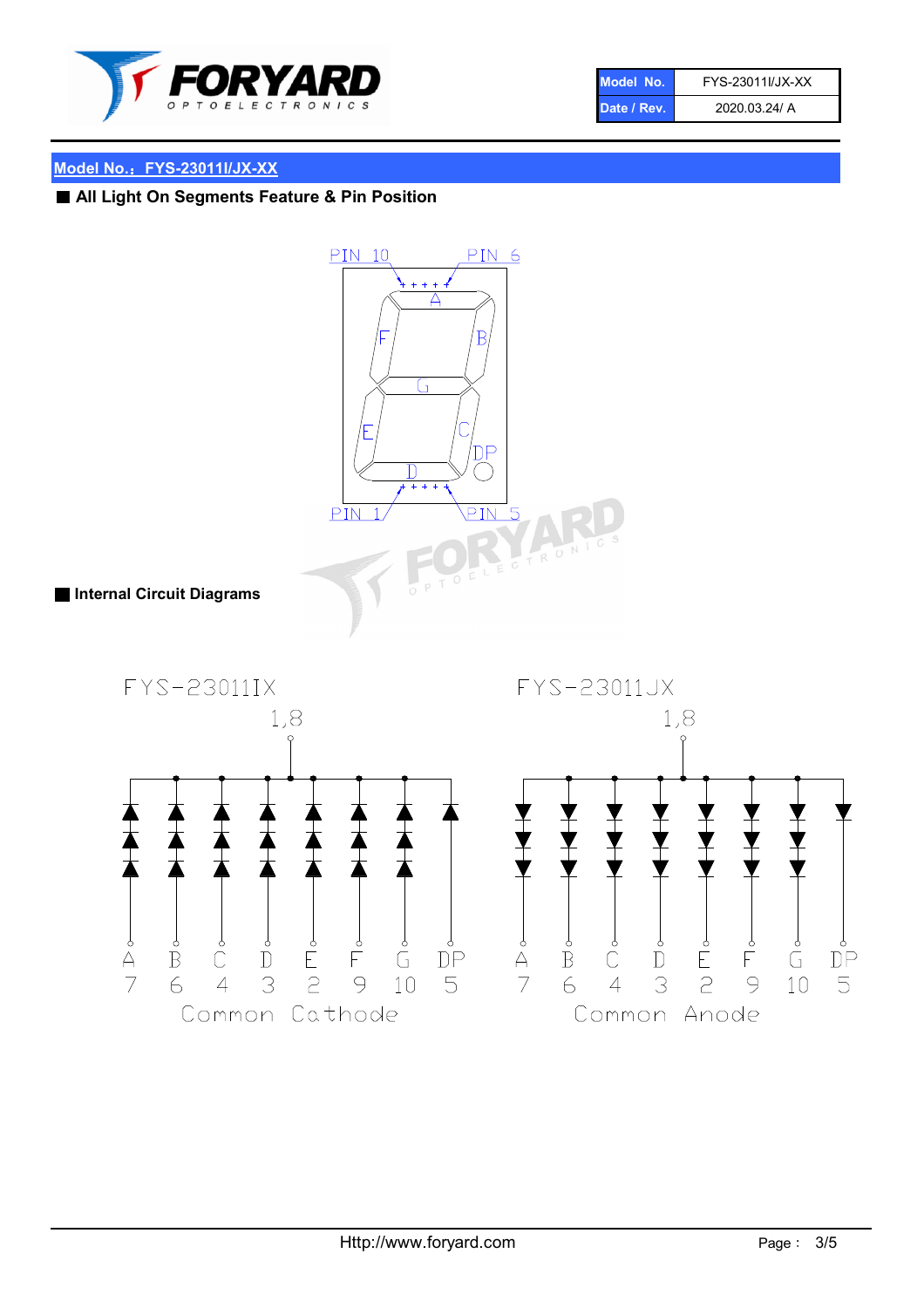## Model No.：FYS-23011I/JX-XX

### ■ All Light On Segments Feature & Pin Position

PIN 10 PIN 6

A F B G E C DP D

PIN 1 PIN 5

### ■ Internal Circuit Diagrams

FYS-23011IX

1,8

| A | B | C | D | E | F | G | DP |
|---|---|---|---|---|---|---|---|
| 7 | 6 | 4 | 3 | 2 | 9 | 10 | 5 |

Common Cathode

FYS-23011JX

1,8

| A | B | C | D | E | F | G | DP |
|---|---|---|---|---|---|---|---|
| 7 | 6 | 4 | 3 | 2 | 9 | 10 | 5 |

Common Anode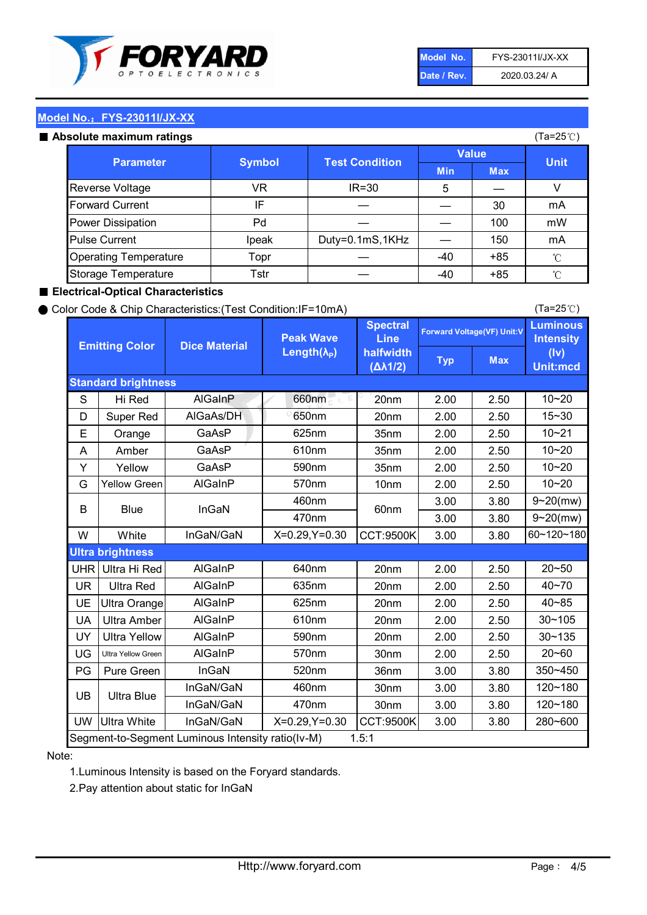| Model No. | FYS-23011I/JX-XX |
|---|---|
| Date / Rev. | 2020.03.24/ A |

## Model No.：FYS-23011I/JX-XX

### ■ Absolute maximum ratings

(Ta=25℃)

| Parameter | Symbol | Test Condition | Value | | Unit |
|---|---|---|---|---|---|
| | | | Min | Max | |
| Reverse Voltage | VR | IR=30 | 5 | — | V |
| Forward Current | IF | — | — | 30 | mA |
| Power Dissipation | Pd | — | — | 100 | mW |
| Pulse Current | Ipeak | Duty=0.1mS,1KHz | — | 150 | mA |
| Operating Temperature | Topr | — | -40 | +85 | ℃ |
| Storage Temperature | Tstr | — | -40 | +85 | ℃ |

### ■ Electrical-Optical Characteristics

● Color Code & Chip Characteristics:(Test Condition:IF=10mA)

(Ta=25℃)

| Emitting Color | | Dice Material | Peak Wave Length($\lambda_P$) | Spectral Line halfwidth ($\Delta\lambda1/2$) | Forward Voltage(VF) Unit:V | | Luminous Intensity (Iv) Unit:mcd |
|---|---|---|---|---|---|---|---|
| | | | | | Typ | Max | |
| **Standard brightness** | | | | | | | |
| S | Hi Red | AlGaInP | 660nm | 20nm | 2.00 | 2.50 | 10~20 |
| D | Super Red | AlGaAs/DH | 650nm | 20nm | 2.00 | 2.50 | 15~30 |
| E | Orange | GaAsP | 625nm | 35nm | 2.00 | 2.50 | 10~21 |
| A | Amber | GaAsP | 610nm | 35nm | 2.00 | 2.50 | 10~20 |
| Y | Yellow | GaAsP | 590nm | 35nm | 2.00 | 2.50 | 10~20 |
| G | Yellow Green | AlGaInP | 570nm | 10nm | 2.00 | 2.50 | 10~20 |
| B | Blue | InGaN | 460nm | 60nm | 3.00 | 3.80 | 9~20(mw) |
| | | | 470nm | | 3.00 | 3.80 | 9~20(mw) |
| W | White | InGaN/GaN | X=0.29,Y=0.30 | CCT:9500K | 3.00 | 3.80 | 60~120~180 |
| **Ultra brightness** | | | | | | | |
| UHR | Ultra Hi Red | AlGaInP | 640nm | 20nm | 2.00 | 2.50 | 20~50 |
| UR | Ultra Red | AlGaInP | 635nm | 20nm | 2.00 | 2.50 | 40~70 |
| UE | Ultra Orange | AlGaInP | 625nm | 20nm | 2.00 | 2.50 | 40~85 |
| UA | Ultra Amber | AlGaInP | 610nm | 20nm | 2.00 | 2.50 | 30~105 |
| UY | Ultra Yellow | AlGaInP | 590nm | 20nm | 2.00 | 2.50 | 30~135 |
| UG | Ultra Yellow Green | AlGaInP | 570nm | 30nm | 2.00 | 2.50 | 20~60 |
| PG | Pure Green | InGaN | 520nm | 36nm | 3.00 | 3.80 | 350~450 |
| UB | Ultra Blue | InGaN/GaN | 460nm | 30nm | 3.00 | 3.80 | 120~180 |
| | | InGaN/GaN | 470nm | 30nm | 3.00 | 3.80 | 120~180 |
| UW | Ultra White | InGaN/GaN | X=0.29,Y=0.30 | CCT:9500K | 3.00 | 3.80 | 280~600 |
| Segment-to-Segment Luminous Intensity ratio(Iv-M) | | | | 1.5:1 | | | |

Note:

1.Luminous Intensity is based on the Foryard standards.

2.Pay attention about static for InGaN

Http://www.foryard.com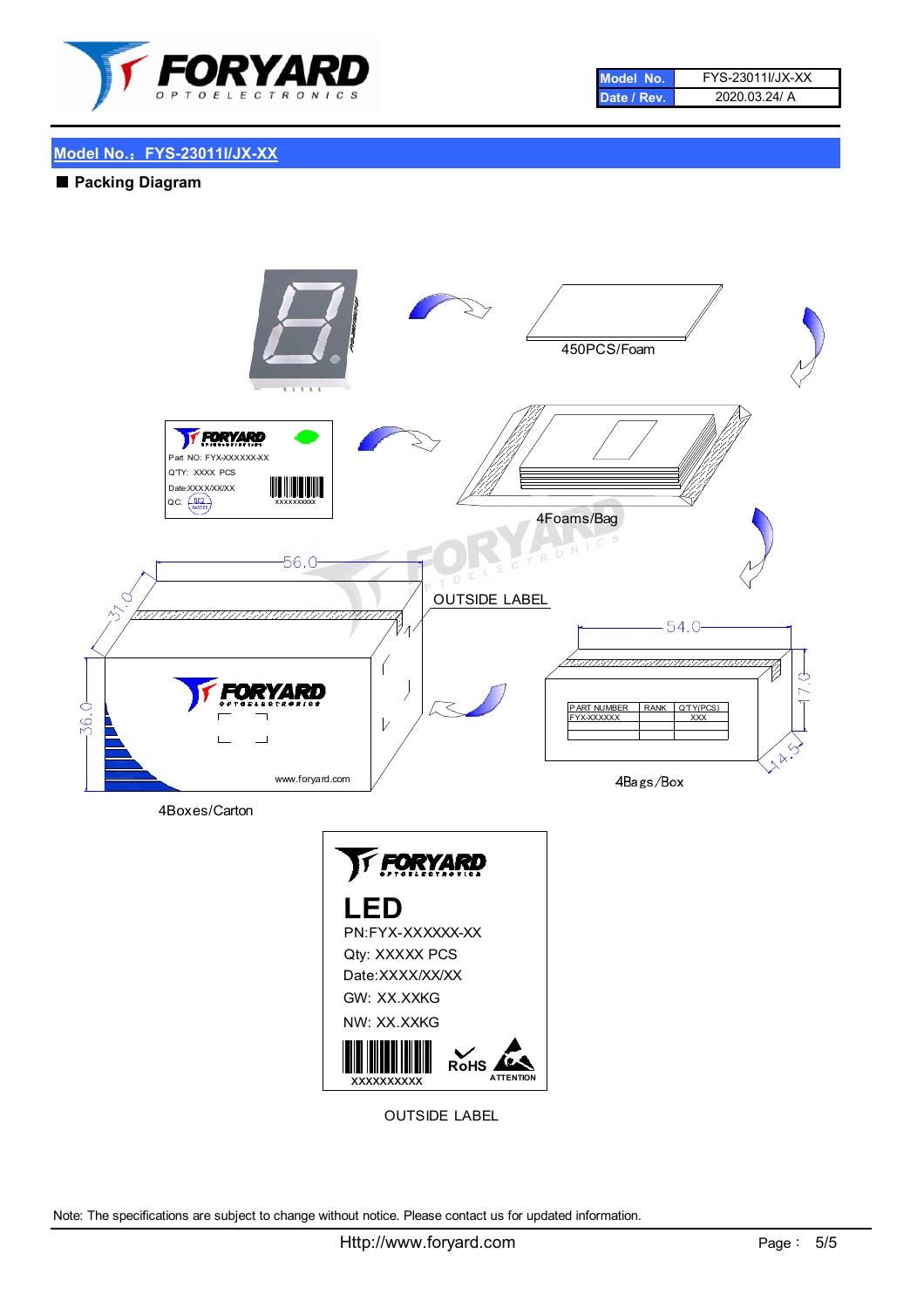## Model No.：FYS-23011I/JX-XX

■ **Packing Diagram**

450PCS/Foam

Part NO: FYX-XXXXXXX-XX
Q'TY: XXXX PCS
Date:XXXX/XX/XX
QC:

4Foams/Bag

56.0
31.0
36.0

OUTSIDE LABEL

www.foryard.com

4Boxes/Carton

54.0
17.0
14.5

| PART NUMBER | RANK | Q'TY(PCS) |
|---|---|---|
| FYX-XXXXXX | | XXX |

4Bags/Box

LED
PN:FYX-XXXXXX-XX
Qty: XXXXX PCS
Date:XXXX/XX/XX
GW: XX.XXKG
NW: XX.XXKG
XXXXXXXXXX
RoHS
ATTENTION

OUTSIDE LABEL

Note: The specifications are subject to change without notice. Please contact us for updated information.